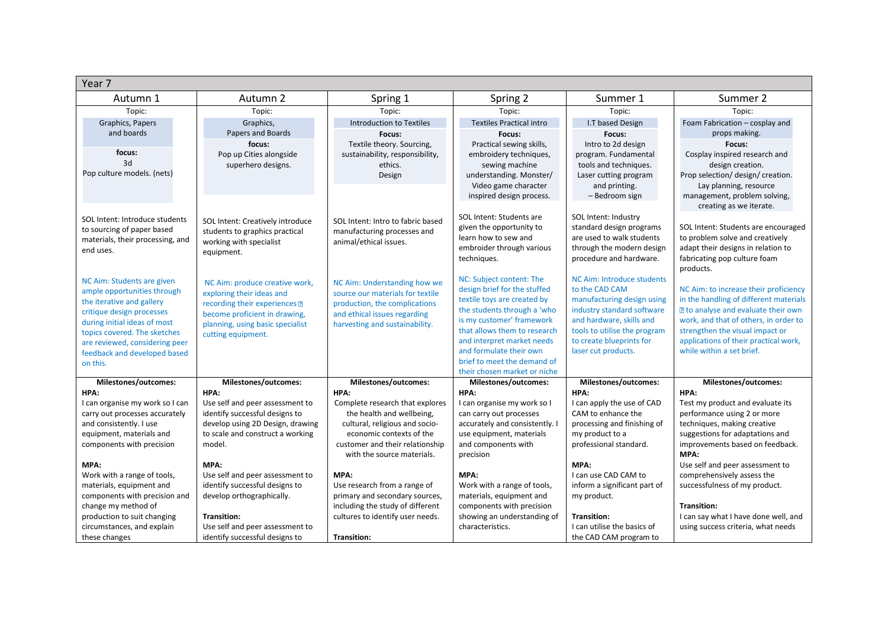| Year 7 | | | | | |
|---|---|---|---|---|---|
| Autumn 1 | Autumn 2 | Spring 1 | Spring 2 | Summer 1 | Summer 2 |
| Topic:<br>Graphics, Papers and boards<br>**focus:**<br>3d<br>Pop culture models. (nets)<br><br>SOL Intent: Introduce students to sourcing of paper based materials, their processing, and end uses.<br><br>NC Aim: Students are given ample opportunities through the iterative and gallery critique design processes during initial ideas of most topics covered. The sketches are reviewed, considering peer feedback and developed based on this. | Topic:<br>Graphics, Papers and Boards<br>**focus:**<br>Pop up Cities alongside superhero designs.<br><br>SOL Intent: Creatively introduce students to graphics practical working with specialist equipment.<br><br>NC Aim: produce creative work, exploring their ideas and recording their experiences  become proficient in drawing, planning, using basic specialist cutting equipment. | Topic:<br>Introduction to Textiles<br>**Focus:**<br>Textile theory. Sourcing, sustainability, responsibility, ethics.<br>Design<br><br>SOL Intent: Intro to fabric based manufacturing processes and animal/ethical issues.<br><br>NC Aim: Understanding how we source our materials for textile production, the complications and ethical issues regarding harvesting and sustainability. | Topic:<br>Textiles Practical intro<br>**Focus:**<br>Practical sewing skills, embroidery techniques, sewing machine understanding. Monster/ Video game character inspired design process.<br><br>SOL Intent: Students are given the opportunity to learn how to sew and embroider through various techniques.<br><br>NC: Subject content: The design brief for the stuffed textile toys are created by the students through a 'who is my customer' framework that allows them to research and interpret market needs and formulate their own brief to meet the demand of their chosen market or niche | Topic:<br>I.T based Design<br>**Focus:**<br>Intro to 2d design program. Fundamental tools and techniques. Laser cutting program and printing.<br>– Bedroom sign<br><br>SOL Intent: Industry standard design programs are used to walk students through the modern design procedure and hardware.<br><br>NC Aim: Introduce students to the CAD CAM manufacturing design using industry standard software and hardware, skills and tools to utilise the program to create blueprints for laser cut products. | Topic:<br>Foam Fabrication – cosplay and props making.<br>**Focus:**<br>Cosplay inspired research and design creation.<br>Prop selection/ design/ creation.<br>Lay planning, resource management, problem solving, creating as we iterate.<br><br>SOL Intent: Students are encouraged to problem solve and creatively adapt their designs in relation to fabricating pop culture foam products.<br><br>NC Aim: to increase their proficiency in the handling of different materials  to analyse and evaluate their own work, and that of others, in order to strengthen the visual impact or applications of their practical work, while within a set brief. |
| **Milestones/outcomes:**<br>**HPA:**<br>I can organise my work so I can carry out processes accurately and consistently. I use equipment, materials and components with precision<br><br>**MPA:**<br>Work with a range of tools, materials, equipment and components with precision and change my method of production to suit changing circumstances, and explain these changes | **Milestones/outcomes:**<br>**HPA:**<br>Use self and peer assessment to identify successful designs to develop using 2D Design, drawing to scale and construct a working model.<br><br>**MPA:**<br>Use self and peer assessment to identify successful designs to develop orthographically.<br><br>**Transition:**<br>Use self and peer assessment to identify successful designs to | **Milestones/outcomes:**<br>**HPA:**<br>Complete research that explores the health and wellbeing, cultural, religious and socio-economic contexts of the customer and their relationship with the source materials.<br><br>**MPA:**<br>Use research from a range of primary and secondary sources, including the study of different cultures to identify user needs.<br><br>**Transition:** | **Milestones/outcomes:**<br>**HPA:**<br>I can organise my work so I can carry out processes accurately and consistently. I use equipment, materials and components with precision<br><br>**MPA:**<br>Work with a range of tools, materials, equipment and components with precision showing an understanding of characteristics. | **Milestones/outcomes:**<br>**HPA:**<br>I can apply the use of CAD CAM to enhance the processing and finishing of my product to a professional standard.<br><br>**MPA:**<br>I can use CAD CAM to inform a significant part of my product.<br><br>**Transition:**<br>I can utilise the basics of the CAD CAM program to | **Milestones/outcomes:**<br>**HPA:**<br>Test my product and evaluate its performance using 2 or more techniques, making creative suggestions for adaptations and improvements based on feedback.<br>**MPA:**<br>Use self and peer assessment to comprehensively assess the successfulness of my product.<br><br>**Transition:**<br>I can say what I have done well, and using success criteria, what needs |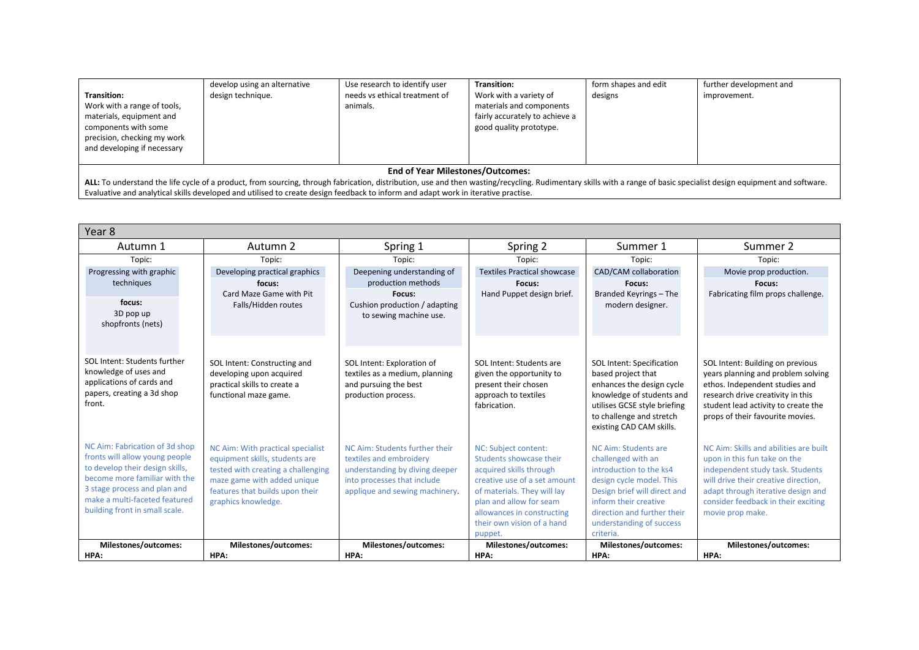| Transition: Work with a range of tools, materials, equipment and components with some precision, checking my work and developing if necessary | develop using an alternative design technique. | Use research to identify user needs vs ethical treatment of animals. | **Transition:** Work with a variety of materials and components fairly accurately to achieve a good quality prototype. | form shapes and edit designs | further development and improvement. |
|---|---|---|---|---|---|
| **End of Year Milestones/Outcomes:** | | | | | |
| **ALL:** To understand the life cycle of a product, from sourcing, through fabrication, distribution, use and then wasting/recycling. Rudimentary skills with a range of basic specialist design equipment and software. Evaluative and analytical skills developed and utilised to create design feedback to inform and adapt work in iterative practise. | | | | | |

| Year 8 | | | | | |
|---|---|---|---|---|---|
| Autumn 1 | Autumn 2 | Spring 1 | Spring 2 | Summer 1 | Summer 2 |
| Topic: Progressing with graphic techniques<br>focus: 3D pop up shopfronts (nets) | Topic: Developing practical graphics<br>focus: Card Maze Game with Pit Falls/Hidden routes | Topic: Deepening understanding of production methods<br>Focus: Cushion production / adapting to sewing machine use. | Topic: Textiles Practical showcase<br>Focus: Hand Puppet design brief. | Topic: CAD/CAM collaboration<br>Focus: Branded Keyrings – The modern designer. | Topic: Movie prop production.<br>Focus: Fabricating film props challenge. |
| SOL Intent: Students further knowledge of uses and applications of cards and papers, creating a 3d shop front. | SOL Intent: Constructing and developing upon acquired practical skills to create a functional maze game. | SOL Intent: Exploration of textiles as a medium, planning and pursuing the best production process. | SOL Intent: Students are given the opportunity to present their chosen approach to textiles fabrication. | SOL Intent: Specification based project that enhances the design cycle knowledge of students and utilises GCSE style briefing to challenge and stretch existing CAD CAM skills. | SOL Intent: Building on previous years planning and problem solving ethos. Independent studies and research drive creativity in this student lead activity to create the props of their favourite movies. |
| NC Aim: Fabrication of 3d shop fronts will allow young people to develop their design skills, become more familiar with the 3 stage process and plan and make a multi-faceted featured building front in small scale. | NC Aim: With practical specialist equipment skills, students are tested with creating a challenging maze game with added unique features that builds upon their graphics knowledge. | NC Aim: Students further their textiles and embroidery understanding by diving deeper into processes that include applique and sewing machinery. | NC: Subject content: Students showcase their acquired skills through creative use of a set amount of materials. They will lay plan and allow for seam allowances in constructing their own vision of a hand puppet. | NC Aim: Students are challenged with an introduction to the ks4 design cycle model. This Design brief will direct and inform their creative direction and further their understanding of success criteria. | NC Aim: Skills and abilities are built upon in this fun take on the independent study task. Students will drive their creative direction, adapt through iterative design and consider feedback in their exciting movie prop make. |
| **Milestones/outcomes:**<br>**HPA:** | **Milestones/outcomes:**<br>**HPA:** | **Milestones/outcomes:**<br>**HPA:** | **Milestones/outcomes:**<br>**HPA:** | **Milestones/outcomes:**<br>**HPA:** | **Milestones/outcomes:**<br>**HPA:** |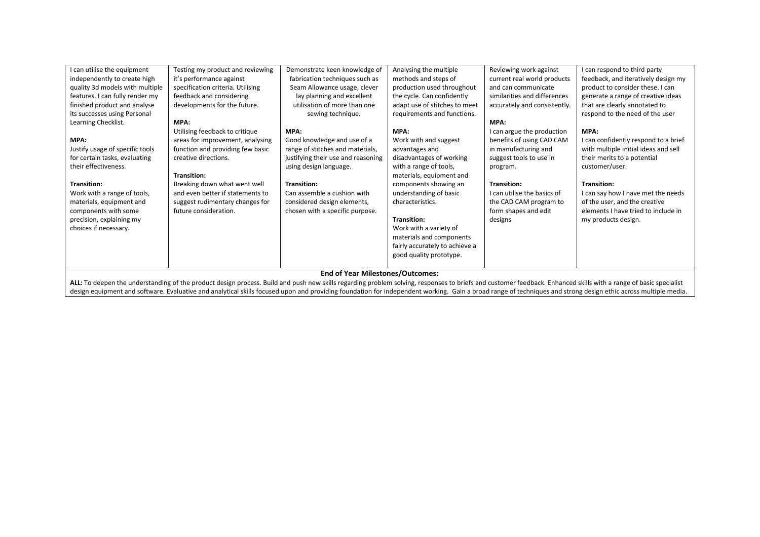| | | | | | |
|---|---|---|---|---|---|
| I can utilise the equipment independently to create high quality 3d models with multiple features. I can fully render my finished product and analyse its successes using Personal Learning Checklist.<br><br>**MPA:**<br>Justify usage of specific tools for certain tasks, evaluating their effectiveness.<br><br>**Transition:**<br>Work with a range of tools, materials, equipment and components with some precision, explaining my choices if necessary. | Testing my product and reviewing it's performance against specification criteria. Utilising feedback and considering developments for the future.<br><br>**MPA:**<br>Utilising feedback to critique areas for improvement, analysing function and providing few basic creative directions.<br><br>**Transition:**<br>Breaking down what went well and even better if statements to suggest rudimentary changes for future consideration. | Demonstrate keen knowledge of fabrication techniques such as Seam Allowance usage, clever lay planning and excellent utilisation of more than one sewing technique.<br><br>**MPA:**<br>Good knowledge and use of a range of stitches and materials, justifying their use and reasoning using design language.<br><br>**Transition:**<br>Can assemble a cushion with considered design elements, chosen with a specific purpose. | Analysing the multiple methods and steps of production used throughout the cycle. Can confidently adapt use of stitches to meet requirements and functions.<br><br>**MPA:**<br>Work with and suggest advantages and disadvantages of working with a range of tools, materials, equipment and components showing an understanding of basic characteristics.<br><br>**Transition:**<br>Work with a variety of materials and components fairly accurately to achieve a good quality prototype. | Reviewing work against current real world products and can communicate similarities and differences accurately and consistently.<br><br>**MPA:**<br>I can argue the production benefits of using CAD CAM in manufacturing and suggest tools to use in program.<br><br>**Transition:**<br>I can utilise the basics of the CAD CAM program to form shapes and edit designs | I can respond to third party feedback, and iteratively design my product to consider these. I can generate a range of creative ideas that are clearly annotated to respond to the need of the user<br><br>**MPA:**<br>I can confidently respond to a brief with multiple initial ideas and sell their merits to a potential customer/user.<br><br>**Transition:**<br>I can say how I have met the needs of the user, and the creative elements I have tried to include in my products design. |

**End of Year Milestones/Outcomes:**

**ALL:** To deepen the understanding of the product design process. Build and push new skills regarding problem solving, responses to briefs and customer feedback. Enhanced skills with a range of basic specialist design equipment and software. Evaluative and analytical skills focused upon and providing foundation for independent working. Gain a broad range of techniques and strong design ethic across multiple media.